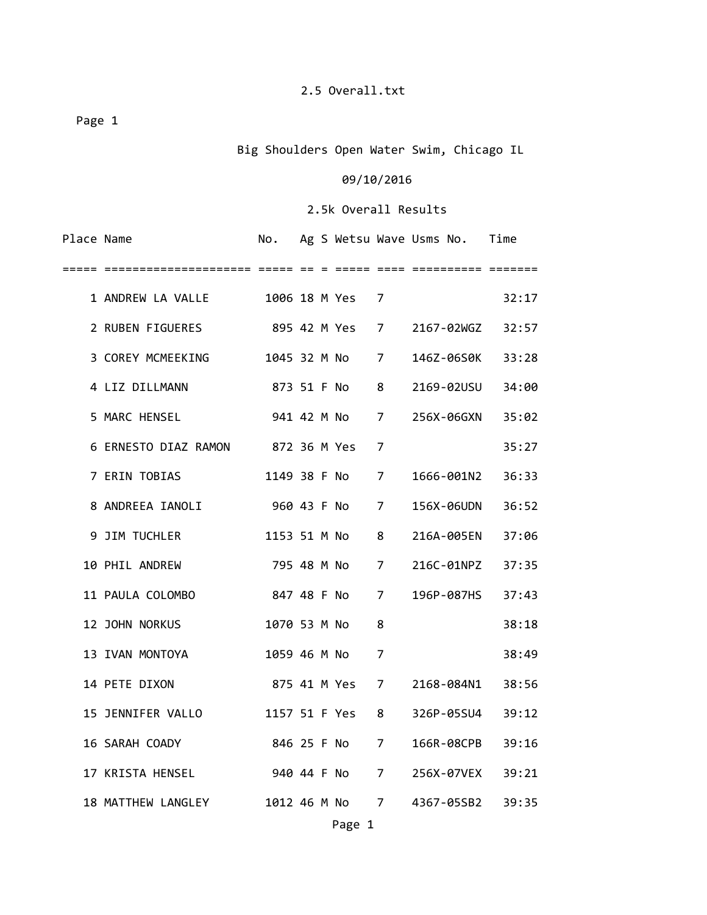Big Shoulders Open Water Swim, Chicago IL

09/10/2016

2.5k Overall Results

| Place | Name | No. | Ag | S | Wetsu | Wave | Usms No. | Time |
|---|---|---|---|---|---|---|---|---|
| 1 | ANDREW LA VALLE | 1006 | 18 | M | Yes | 7 | | 32:17 |
| 2 | RUBEN FIGUERES | 895 | 42 | M | Yes | 7 | 2167-02WGZ | 32:57 |
| 3 | COREY MCMEEKING | 1045 | 32 | M | No | 7 | 146Z-06S0K | 33:28 |
| 4 | LIZ DILLMANN | 873 | 51 | F | No | 8 | 2169-02USU | 34:00 |
| 5 | MARC HENSEL | 941 | 42 | M | No | 7 | 256X-06GXN | 35:02 |
| 6 | ERNESTO DIAZ RAMON | 872 | 36 | M | Yes | 7 | | 35:27 |
| 7 | ERIN TOBIAS | 1149 | 38 | F | No | 7 | 1666-001N2 | 36:33 |
| 8 | ANDREEA IANOLI | 960 | 43 | F | No | 7 | 156X-06UDN | 36:52 |
| 9 | JIM TUCHLER | 1153 | 51 | M | No | 8 | 216A-005EN | 37:06 |
| 10 | PHIL ANDREW | 795 | 48 | M | No | 7 | 216C-01NPZ | 37:35 |
| 11 | PAULA COLOMBO | 847 | 48 | F | No | 7 | 196P-087HS | 37:43 |
| 12 | JOHN NORKUS | 1070 | 53 | M | No | 8 | | 38:18 |
| 13 | IVAN MONTOYA | 1059 | 46 | M | No | 7 | | 38:49 |
| 14 | PETE DIXON | 875 | 41 | M | Yes | 7 | 2168-084N1 | 38:56 |
| 15 | JENNIFER VALLO | 1157 | 51 | F | Yes | 8 | 326P-05SU4 | 39:12 |
| 16 | SARAH COADY | 846 | 25 | F | No | 7 | 166R-08CPB | 39:16 |
| 17 | KRISTA HENSEL | 940 | 44 | F | No | 7 | 256X-07VEX | 39:21 |
| 18 | MATTHEW LANGLEY | 1012 | 46 | M | No | 7 | 4367-05SB2 | 39:35 |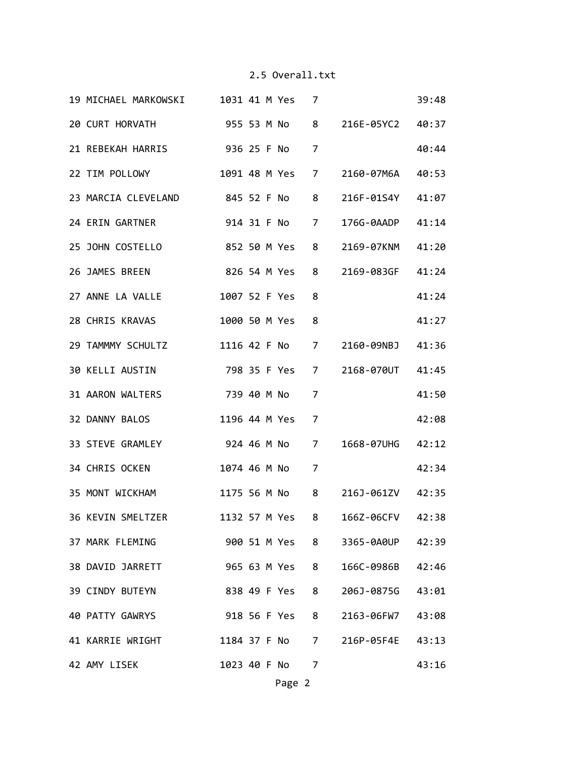| | | | | | | | | |
|---|---|---|---|---|---|---|---|---|
| 19 | MICHAEL MARKOWSKI | 1031 | 41 | M | Yes | 7 | | 39:48 |
| 20 | CURT HORVATH | 955 | 53 | M | No | 8 | 216E-05YC2 | 40:37 |
| 21 | REBEKAH HARRIS | 936 | 25 | F | No | 7 | | 40:44 |
| 22 | TIM POLLOWY | 1091 | 48 | M | Yes | 7 | 2160-07M6A | 40:53 |
| 23 | MARCIA CLEVELAND | 845 | 52 | F | No | 8 | 216F-01S4Y | 41:07 |
| 24 | ERIN GARTNER | 914 | 31 | F | No | 7 | 176G-0AADP | 41:14 |
| 25 | JOHN COSTELLO | 852 | 50 | M | Yes | 8 | 2169-07KNM | 41:20 |
| 26 | JAMES BREEN | 826 | 54 | M | Yes | 8 | 2169-083GF | 41:24 |
| 27 | ANNE LA VALLE | 1007 | 52 | F | Yes | 8 | | 41:24 |
| 28 | CHRIS KRAVAS | 1000 | 50 | M | Yes | 8 | | 41:27 |
| 29 | TAMMMY SCHULTZ | 1116 | 42 | F | No | 7 | 2160-09NBJ | 41:36 |
| 30 | KELLI AUSTIN | 798 | 35 | F | Yes | 7 | 2168-070UT | 41:45 |
| 31 | AARON WALTERS | 739 | 40 | M | No | 7 | | 41:50 |
| 32 | DANNY BALOS | 1196 | 44 | M | Yes | 7 | | 42:08 |
| 33 | STEVE GRAMLEY | 924 | 46 | M | No | 7 | 1668-07UHG | 42:12 |
| 34 | CHRIS OCKEN | 1074 | 46 | M | No | 7 | | 42:34 |
| 35 | MONT WICKHAM | 1175 | 56 | M | No | 8 | 216J-061ZV | 42:35 |
| 36 | KEVIN SMELTZER | 1132 | 57 | M | Yes | 8 | 166Z-06CFV | 42:38 |
| 37 | MARK FLEMING | 900 | 51 | M | Yes | 8 | 3365-0A0UP | 42:39 |
| 38 | DAVID JARRETT | 965 | 63 | M | Yes | 8 | 166C-0986B | 42:46 |
| 39 | CINDY BUTEYN | 838 | 49 | F | Yes | 8 | 206J-0875G | 43:01 |
| 40 | PATTY GAWRYS | 918 | 56 | F | Yes | 8 | 2163-06FW7 | 43:08 |
| 41 | KARRIE WRIGHT | 1184 | 37 | F | No | 7 | 216P-05F4E | 43:13 |
| 42 | AMY LISEK | 1023 | 40 | F | No | 7 | | 43:16 |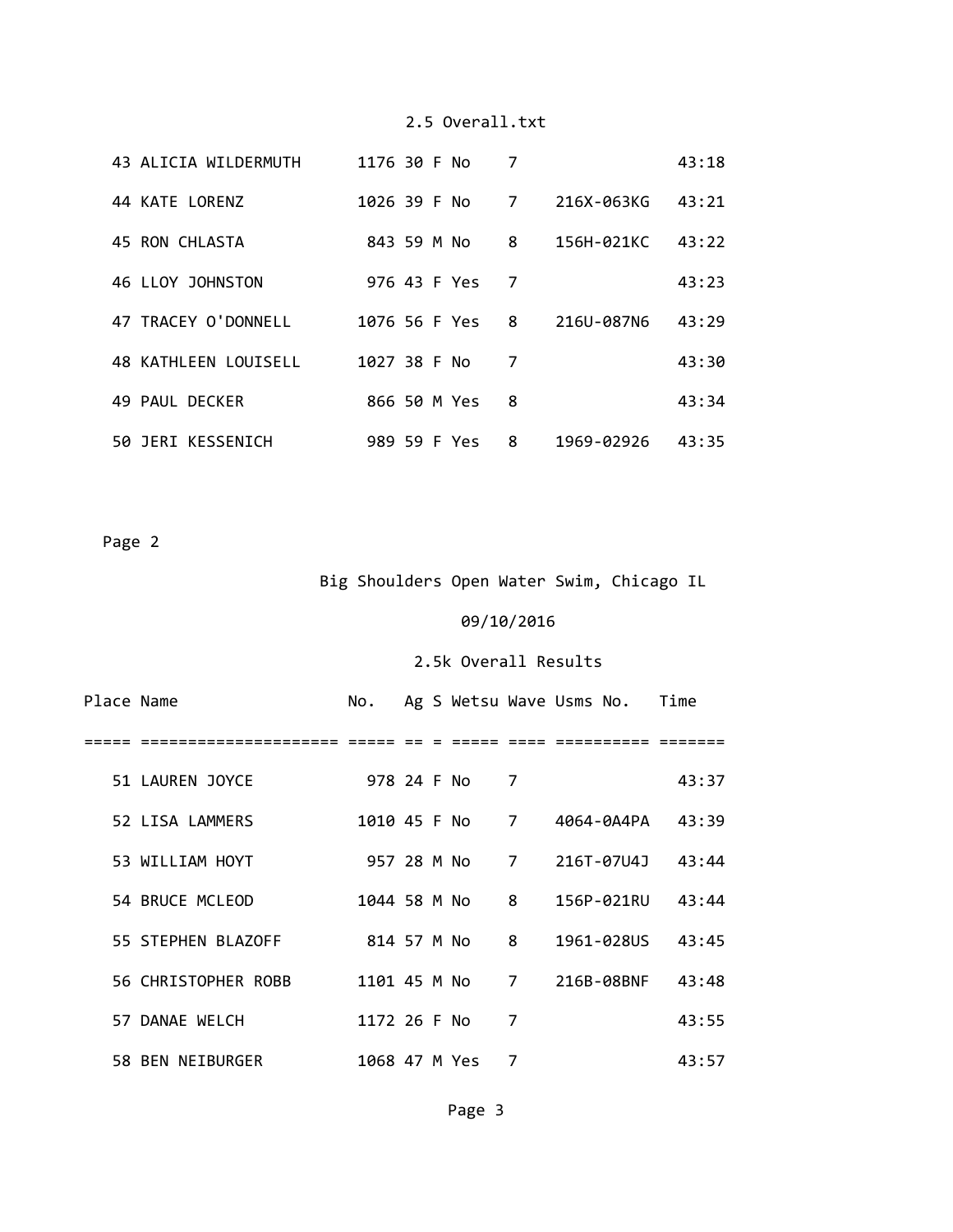| Place | Name | No. | Ag | S | Wetsu | Wave | Usms No. | Time |
|---|---|---|---|---|---|---|---|---|
| 43 | ALICIA WILDERMUTH | 1176 | 30 | F | No | 7 | | 43:18 |
| 44 | KATE LORENZ | 1026 | 39 | F | No | 7 | 216X-063KG | 43:21 |
| 45 | RON CHLASTA | 843 | 59 | M | No | 8 | 156H-021KC | 43:22 |
| 46 | LLOY JOHNSTON | 976 | 43 | F | Yes | 7 | | 43:23 |
| 47 | TRACEY O'DONNELL | 1076 | 56 | F | Yes | 8 | 216U-087N6 | 43:29 |
| 48 | KATHLEEN LOUISELL | 1027 | 38 | F | No | 7 | | 43:30 |
| 49 | PAUL DECKER | 866 | 50 | M | Yes | 8 | | 43:34 |
| 50 | JERI KESSENICH | 989 | 59 | F | Yes | 8 | 1969-02926 | 43:35 |

Big Shoulders Open Water Swim, Chicago IL

09/10/2016

2.5k Overall Results

| Place | Name | No. | Ag | S | Wetsu | Wave | Usms No. | Time |
|---|---|---|---|---|---|---|---|---|
| 51 | LAUREN JOYCE | 978 | 24 | F | No | 7 | | 43:37 |
| 52 | LISA LAMMERS | 1010 | 45 | F | No | 7 | 4064-0A4PA | 43:39 |
| 53 | WILLIAM HOYT | 957 | 28 | M | No | 7 | 216T-07U4J | 43:44 |
| 54 | BRUCE MCLEOD | 1044 | 58 | M | No | 8 | 156P-021RU | 43:44 |
| 55 | STEPHEN BLAZOFF | 814 | 57 | M | No | 8 | 1961-028US | 43:45 |
| 56 | CHRISTOPHER ROBB | 1101 | 45 | M | No | 7 | 216B-08BNF | 43:48 |
| 57 | DANAE WELCH | 1172 | 26 | F | No | 7 | | 43:55 |
| 58 | BEN NEIBURGER | 1068 | 47 | M | Yes | 7 | | 43:57 |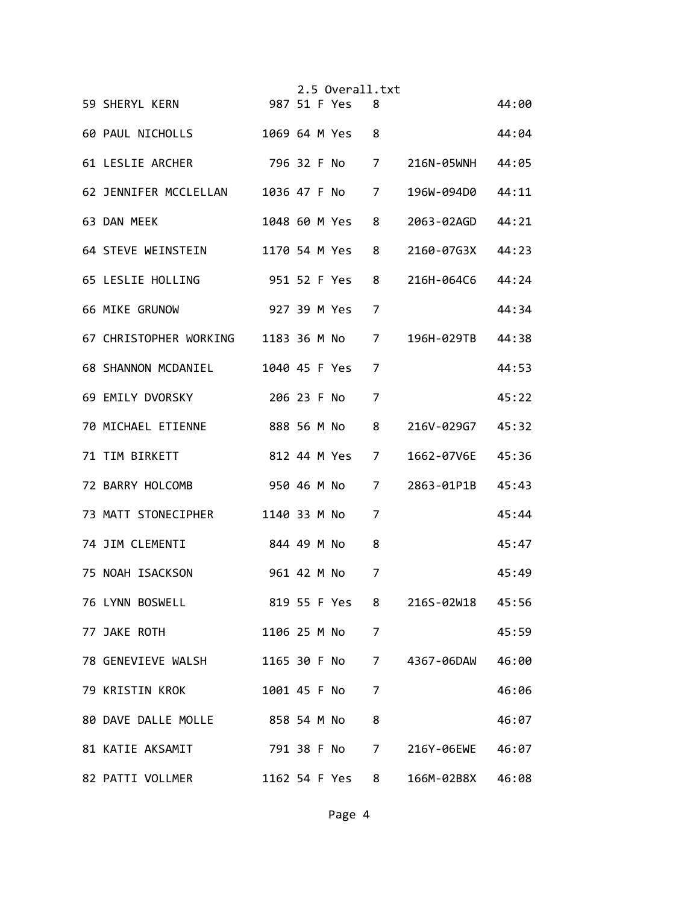| Place | Name | Bib | Age | Sex | Member | Laps | ID | Time |
|---|---|---|---|---|---|---|---|---|
| 59 | SHERYL KERN | 987 | 51 | F | Yes | 8 | | 44:00 |
| 60 | PAUL NICHOLLS | 1069 | 64 | M | Yes | 8 | | 44:04 |
| 61 | LESLIE ARCHER | 796 | 32 | F | No | 7 | 216N-05WNH | 44:05 |
| 62 | JENNIFER MCCLELLAN | 1036 | 47 | F | No | 7 | 196W-094D0 | 44:11 |
| 63 | DAN MEEK | 1048 | 60 | M | Yes | 8 | 2063-02AGD | 44:21 |
| 64 | STEVE WEINSTEIN | 1170 | 54 | M | Yes | 8 | 2160-07G3X | 44:23 |
| 65 | LESLIE HOLLING | 951 | 52 | F | Yes | 8 | 216H-064C6 | 44:24 |
| 66 | MIKE GRUNOW | 927 | 39 | M | Yes | 7 | | 44:34 |
| 67 | CHRISTOPHER WORKING | 1183 | 36 | M | No | 7 | 196H-029TB | 44:38 |
| 68 | SHANNON MCDANIEL | 1040 | 45 | F | Yes | 7 | | 44:53 |
| 69 | EMILY DVORSKY | 206 | 23 | F | No | 7 | | 45:22 |
| 70 | MICHAEL ETIENNE | 888 | 56 | M | No | 8 | 216V-029G7 | 45:32 |
| 71 | TIM BIRKETT | 812 | 44 | M | Yes | 7 | 1662-07V6E | 45:36 |
| 72 | BARRY HOLCOMB | 950 | 46 | M | No | 7 | 2863-01P1B | 45:43 |
| 73 | MATT STONECIPHER | 1140 | 33 | M | No | 7 | | 45:44 |
| 74 | JIM CLEMENTI | 844 | 49 | M | No | 8 | | 45:47 |
| 75 | NOAH ISACKSON | 961 | 42 | M | No | 7 | | 45:49 |
| 76 | LYNN BOSWELL | 819 | 55 | F | Yes | 8 | 216S-02W18 | 45:56 |
| 77 | JAKE ROTH | 1106 | 25 | M | No | 7 | | 45:59 |
| 78 | GENEVIEVE WALSH | 1165 | 30 | F | No | 7 | 4367-06DAW | 46:00 |
| 79 | KRISTIN KROK | 1001 | 45 | F | No | 7 | | 46:06 |
| 80 | DAVE DALLE MOLLE | 858 | 54 | M | No | 8 | | 46:07 |
| 81 | KATIE AKSAMIT | 791 | 38 | F | No | 7 | 216Y-06EWE | 46:07 |
| 82 | PATTI VOLLMER | 1162 | 54 | F | Yes | 8 | 166M-02B8X | 46:08 |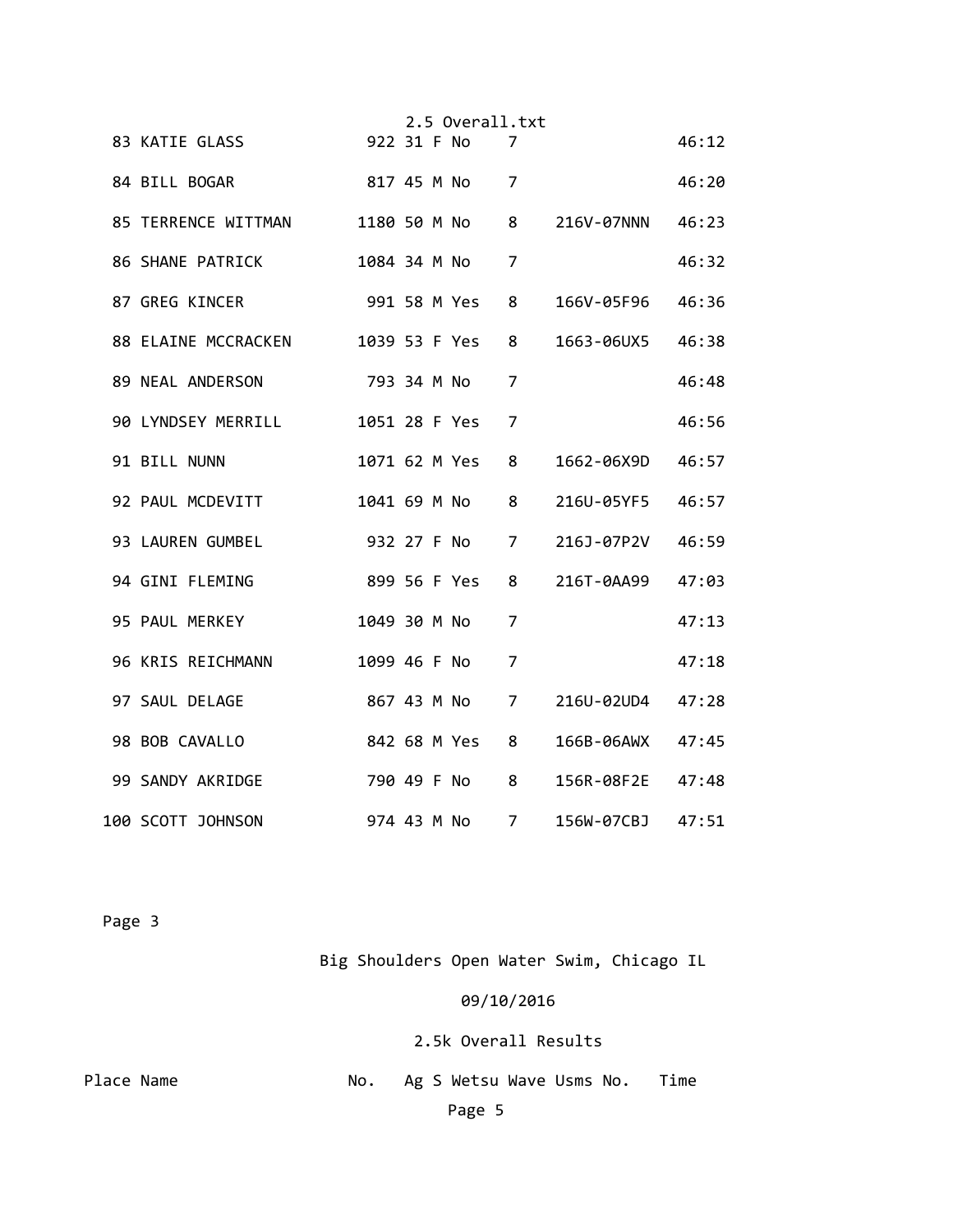| Place | Name | No. | Ag | S | Wetsu | Wave | Usms No. | Time |
|---|---|---|---|---|---|---|---|---|
| 83 | KATIE GLASS | 922 | 31 | F | No | 7 | | 46:12 |
| 84 | BILL BOGAR | 817 | 45 | M | No | 7 | | 46:20 |
| 85 | TERRENCE WITTMAN | 1180 | 50 | M | No | 8 | 216V-07NNN | 46:23 |
| 86 | SHANE PATRICK | 1084 | 34 | M | No | 7 | | 46:32 |
| 87 | GREG KINCER | 991 | 58 | M | Yes | 8 | 166V-05F96 | 46:36 |
| 88 | ELAINE MCCRACKEN | 1039 | 53 | F | Yes | 8 | 1663-06UX5 | 46:38 |
| 89 | NEAL ANDERSON | 793 | 34 | M | No | 7 | | 46:48 |
| 90 | LYNDSEY MERRILL | 1051 | 28 | F | Yes | 7 | | 46:56 |
| 91 | BILL NUNN | 1071 | 62 | M | Yes | 8 | 1662-06X9D | 46:57 |
| 92 | PAUL MCDEVITT | 1041 | 69 | M | No | 8 | 216U-05YF5 | 46:57 |
| 93 | LAUREN GUMBEL | 932 | 27 | F | No | 7 | 216J-07P2V | 46:59 |
| 94 | GINI FLEMING | 899 | 56 | F | Yes | 8 | 216T-0AA99 | 47:03 |
| 95 | PAUL MERKEY | 1049 | 30 | M | No | 7 | | 47:13 |
| 96 | KRIS REICHMANN | 1099 | 46 | F | No | 7 | | 47:18 |
| 97 | SAUL DELAGE | 867 | 43 | M | No | 7 | 216U-02UD4 | 47:28 |
| 98 | BOB CAVALLO | 842 | 68 | M | Yes | 8 | 166B-06AWX | 47:45 |
| 99 | SANDY AKRIDGE | 790 | 49 | F | No | 8 | 156R-08F2E | 47:48 |
| 100 | SCOTT JOHNSON | 974 | 43 | M | No | 7 | 156W-07CBJ | 47:51 |

Big Shoulders Open Water Swim, Chicago IL

09/10/2016

2.5k Overall Results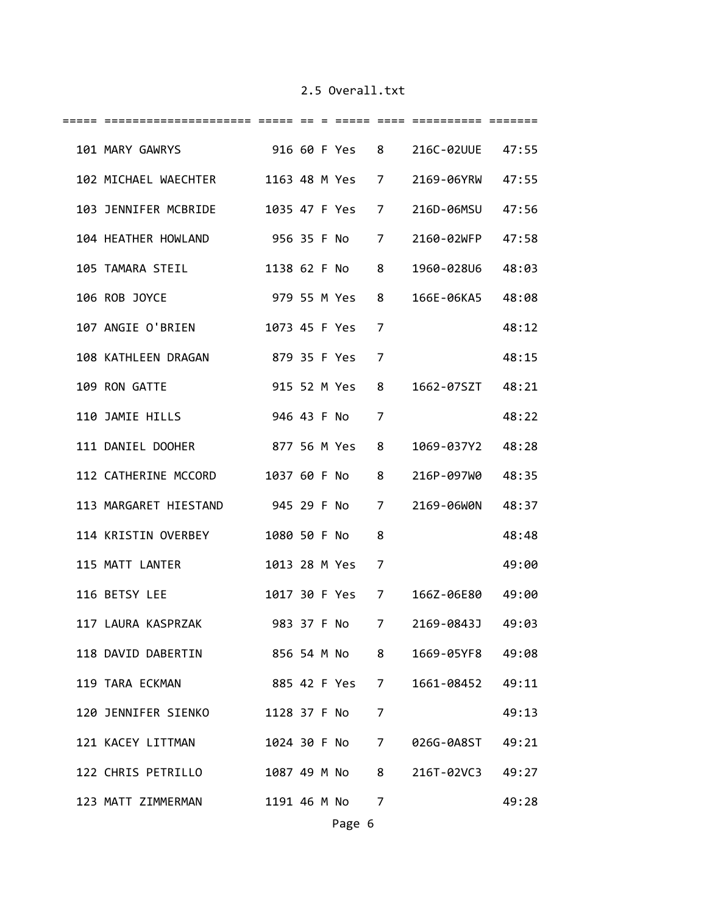| Place | Name | Bib | Age | Sex | Member | Col | ID | Time |
|---|---|---|---|---|---|---|---|---|
| 101 | MARY GAWRYS | 916 | 60 | F | Yes | 8 | 216C-02UUE | 47:55 |
| 102 | MICHAEL WAECHTER | 1163 | 48 | M | Yes | 7 | 2169-06YRW | 47:55 |
| 103 | JENNIFER MCBRIDE | 1035 | 47 | F | Yes | 7 | 216D-06MSU | 47:56 |
| 104 | HEATHER HOWLAND | 956 | 35 | F | No | 7 | 2160-02WFP | 47:58 |
| 105 | TAMARA STEIL | 1138 | 62 | F | No | 8 | 1960-028U6 | 48:03 |
| 106 | ROB JOYCE | 979 | 55 | M | Yes | 8 | 166E-06KA5 | 48:08 |
| 107 | ANGIE O'BRIEN | 1073 | 45 | F | Yes | 7 | | 48:12 |
| 108 | KATHLEEN DRAGAN | 879 | 35 | F | Yes | 7 | | 48:15 |
| 109 | RON GATTE | 915 | 52 | M | Yes | 8 | 1662-07SZT | 48:21 |
| 110 | JAMIE HILLS | 946 | 43 | F | No | 7 | | 48:22 |
| 111 | DANIEL DOOHER | 877 | 56 | M | Yes | 8 | 1069-037Y2 | 48:28 |
| 112 | CATHERINE MCCORD | 1037 | 60 | F | No | 8 | 216P-097W0 | 48:35 |
| 113 | MARGARET HIESTAND | 945 | 29 | F | No | 7 | 2169-06W0N | 48:37 |
| 114 | KRISTIN OVERBEY | 1080 | 50 | F | No | 8 | | 48:48 |
| 115 | MATT LANTER | 1013 | 28 | M | Yes | 7 | | 49:00 |
| 116 | BETSY LEE | 1017 | 30 | F | Yes | 7 | 166Z-06E80 | 49:00 |
| 117 | LAURA KASPRZAK | 983 | 37 | F | No | 7 | 2169-0843J | 49:03 |
| 118 | DAVID DABERTIN | 856 | 54 | M | No | 8 | 1669-05YF8 | 49:08 |
| 119 | TARA ECKMAN | 885 | 42 | F | Yes | 7 | 1661-08452 | 49:11 |
| 120 | JENNIFER SIENKO | 1128 | 37 | F | No | 7 | | 49:13 |
| 121 | KACEY LITTMAN | 1024 | 30 | F | No | 7 | 026G-0A8ST | 49:21 |
| 122 | CHRIS PETRILLO | 1087 | 49 | M | No | 8 | 216T-02VC3 | 49:27 |
| 123 | MATT ZIMMERMAN | 1191 | 46 | M | No | 7 | | 49:28 |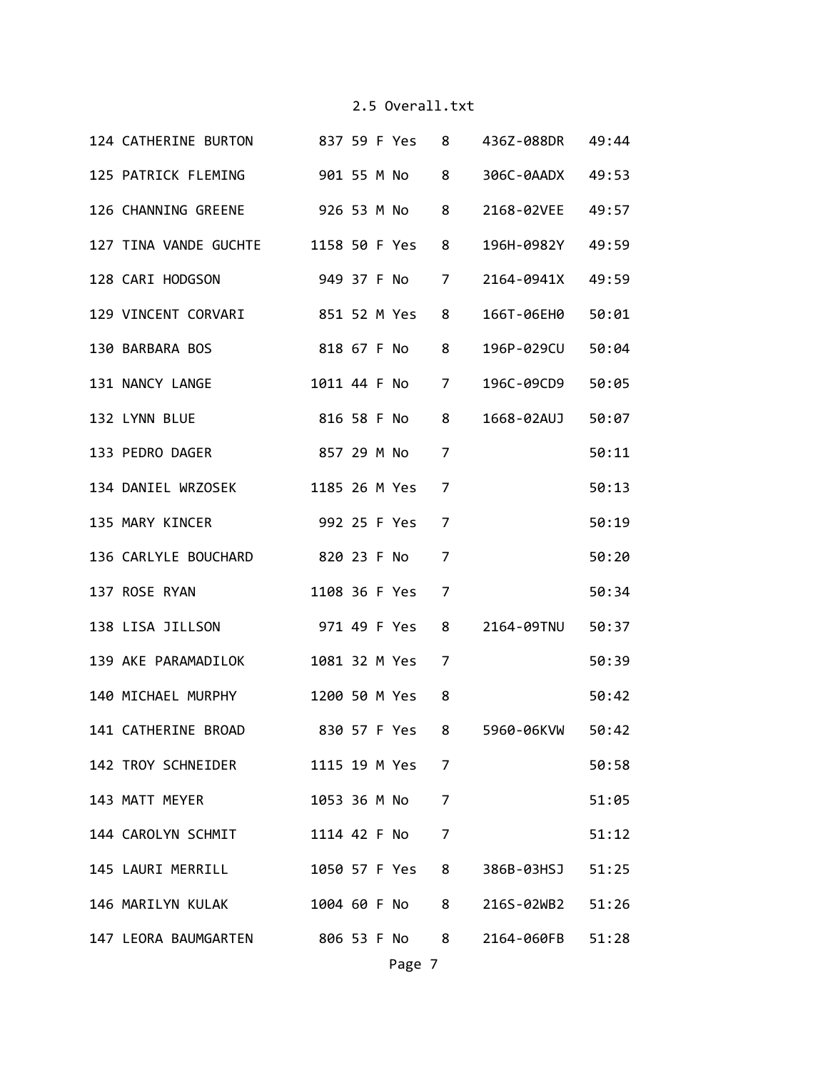| Place | Name | Bib | Age | Sex | | Laps | Chip | Time |
|---|---|---|---|---|---|---|---|---|
| 124 | CATHERINE BURTON | 837 | 59 | F | Yes | 8 | 436Z-088DR | 49:44 |
| 125 | PATRICK FLEMING | 901 | 55 | M | No | 8 | 306C-0AADX | 49:53 |
| 126 | CHANNING GREENE | 926 | 53 | M | No | 8 | 2168-02VEE | 49:57 |
| 127 | TINA VANDE GUCHTE | 1158 | 50 | F | Yes | 8 | 196H-0982Y | 49:59 |
| 128 | CARI HODGSON | 949 | 37 | F | No | 7 | 2164-0941X | 49:59 |
| 129 | VINCENT CORVARI | 851 | 52 | M | Yes | 8 | 166T-06EH0 | 50:01 |
| 130 | BARBARA BOS | 818 | 67 | F | No | 8 | 196P-029CU | 50:04 |
| 131 | NANCY LANGE | 1011 | 44 | F | No | 7 | 196C-09CD9 | 50:05 |
| 132 | LYNN BLUE | 816 | 58 | F | No | 8 | 1668-02AUJ | 50:07 |
| 133 | PEDRO DAGER | 857 | 29 | M | No | 7 | | 50:11 |
| 134 | DANIEL WRZOSEK | 1185 | 26 | M | Yes | 7 | | 50:13 |
| 135 | MARY KINCER | 992 | 25 | F | Yes | 7 | | 50:19 |
| 136 | CARLYLE BOUCHARD | 820 | 23 | F | No | 7 | | 50:20 |
| 137 | ROSE RYAN | 1108 | 36 | F | Yes | 7 | | 50:34 |
| 138 | LISA JILLSON | 971 | 49 | F | Yes | 8 | 2164-09TNU | 50:37 |
| 139 | AKE PARAMADILOK | 1081 | 32 | M | Yes | 7 | | 50:39 |
| 140 | MICHAEL MURPHY | 1200 | 50 | M | Yes | 8 | | 50:42 |
| 141 | CATHERINE BROAD | 830 | 57 | F | Yes | 8 | 5960-06KVW | 50:42 |
| 142 | TROY SCHNEIDER | 1115 | 19 | M | Yes | 7 | | 50:58 |
| 143 | MATT MEYER | 1053 | 36 | M | No | 7 | | 51:05 |
| 144 | CAROLYN SCHMIT | 1114 | 42 | F | No | 7 | | 51:12 |
| 145 | LAURI MERRILL | 1050 | 57 | F | Yes | 8 | 386B-03HSJ | 51:25 |
| 146 | MARILYN KULAK | 1004 | 60 | F | No | 8 | 216S-02WB2 | 51:26 |
| 147 | LEORA BAUMGARTEN | 806 | 53 | F | No | 8 | 2164-060FB | 51:28 |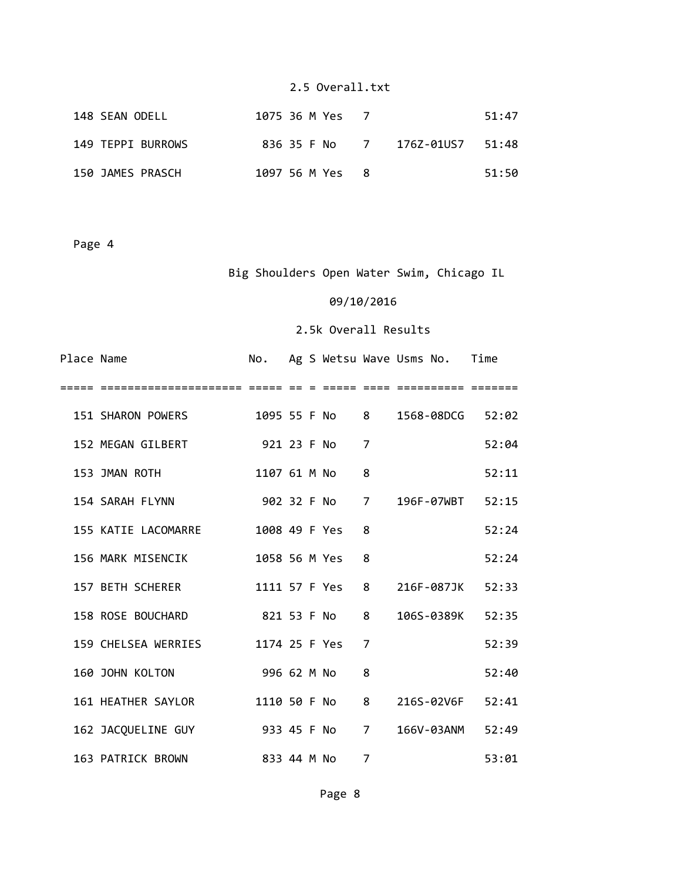| Place | Name | No. | Ag | S | Wetsu | Wave | Usms No. | Time |
|---|---|---|---|---|---|---|---|---|
| 148 | SEAN ODELL | 1075 | 36 | M | Yes | 7 | | 51:47 |
| 149 | TEPPI BURROWS | 836 | 35 | F | No | 7 | 176Z-01US7 | 51:48 |
| 150 | JAMES PRASCH | 1097 | 56 | M | Yes | 8 | | 51:50 |

Page 4

Big Shoulders Open Water Swim, Chicago IL

09/10/2016

2.5k Overall Results

| Place | Name | No. | Ag | S | Wetsu | Wave | Usms No. | Time |
|---|---|---|---|---|---|---|---|---|
| 151 | SHARON POWERS | 1095 | 55 | F | No | 8 | 1568-08DCG | 52:02 |
| 152 | MEGAN GILBERT | 921 | 23 | F | No | 7 | | 52:04 |
| 153 | JMAN ROTH | 1107 | 61 | M | No | 8 | | 52:11 |
| 154 | SARAH FLYNN | 902 | 32 | F | No | 7 | 196F-07WBT | 52:15 |
| 155 | KATIE LACOMARRE | 1008 | 49 | F | Yes | 8 | | 52:24 |
| 156 | MARK MISENCIK | 1058 | 56 | M | Yes | 8 | | 52:24 |
| 157 | BETH SCHERER | 1111 | 57 | F | Yes | 8 | 216F-087JK | 52:33 |
| 158 | ROSE BOUCHARD | 821 | 53 | F | No | 8 | 106S-0389K | 52:35 |
| 159 | CHELSEA WERRIES | 1174 | 25 | F | Yes | 7 | | 52:39 |
| 160 | JOHN KOLTON | 996 | 62 | M | No | 8 | | 52:40 |
| 161 | HEATHER SAYLOR | 1110 | 50 | F | No | 8 | 216S-02V6F | 52:41 |
| 162 | JACQUELINE GUY | 933 | 45 | F | No | 7 | 166V-03ANM | 52:49 |
| 163 | PATRICK BROWN | 833 | 44 | M | No | 7 | | 53:01 |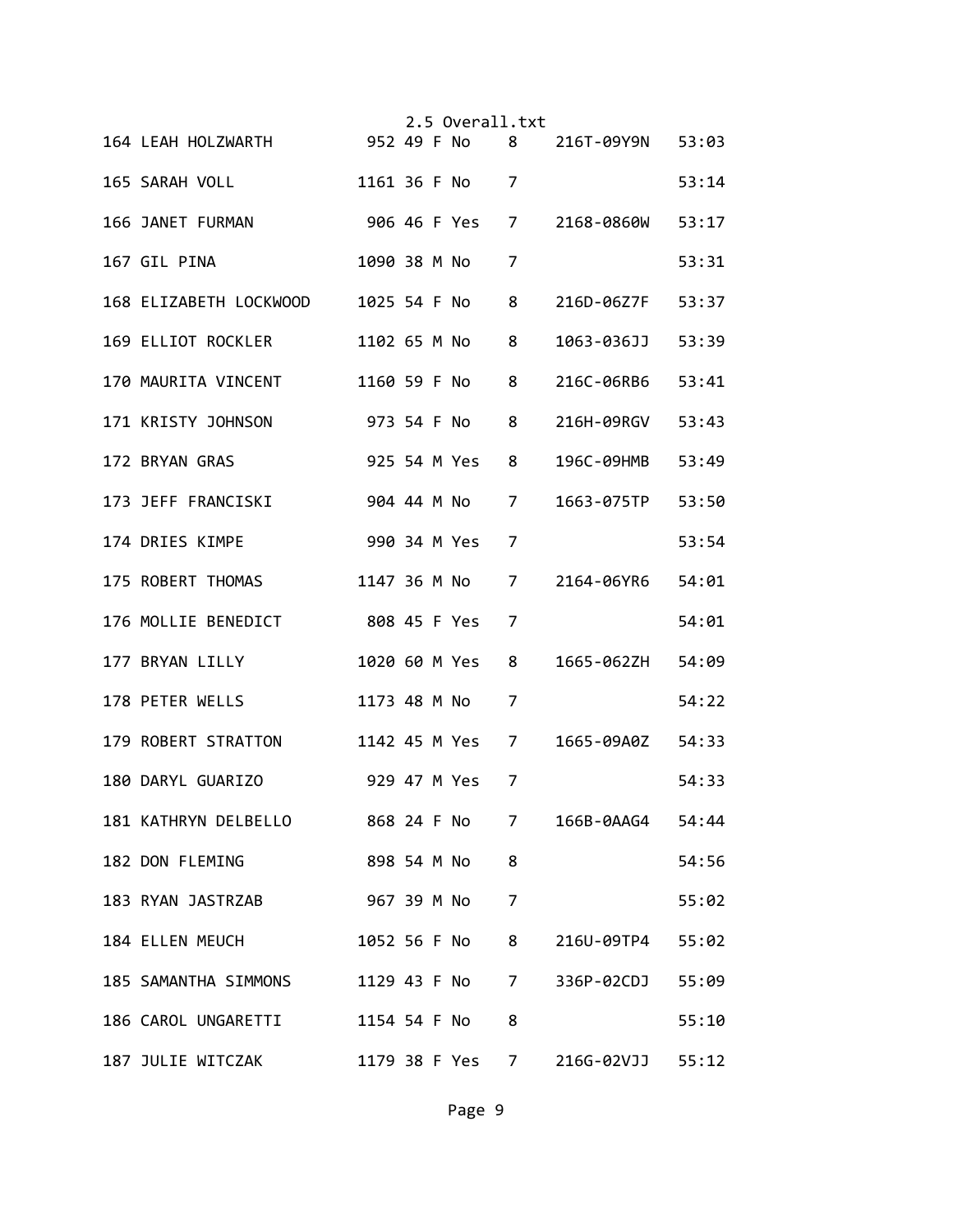| Place | Name | Bib | Age | Sex | | Grade | ID | Time |
|---|---|---|---|---|---|---|---|---|
| 164 | LEAH HOLZWARTH | 952 | 49 | F | No | 8 | 216T-09Y9N | 53:03 |
| 165 | SARAH VOLL | 1161 | 36 | F | No | 7 | | 53:14 |
| 166 | JANET FURMAN | 906 | 46 | F | Yes | 7 | 2168-0860W | 53:17 |
| 167 | GIL PINA | 1090 | 38 | M | No | 7 | | 53:31 |
| 168 | ELIZABETH LOCKWOOD | 1025 | 54 | F | No | 8 | 216D-06Z7F | 53:37 |
| 169 | ELLIOT ROCKLER | 1102 | 65 | M | No | 8 | 1063-036JJ | 53:39 |
| 170 | MAURITA VINCENT | 1160 | 59 | F | No | 8 | 216C-06RB6 | 53:41 |
| 171 | KRISTY JOHNSON | 973 | 54 | F | No | 8 | 216H-09RGV | 53:43 |
| 172 | BRYAN GRAS | 925 | 54 | M | Yes | 8 | 196C-09HMB | 53:49 |
| 173 | JEFF FRANCISKI | 904 | 44 | M | No | 7 | 1663-075TP | 53:50 |
| 174 | DRIES KIMPE | 990 | 34 | M | Yes | 7 | | 53:54 |
| 175 | ROBERT THOMAS | 1147 | 36 | M | No | 7 | 2164-06YR6 | 54:01 |
| 176 | MOLLIE BENEDICT | 808 | 45 | F | Yes | 7 | | 54:01 |
| 177 | BRYAN LILLY | 1020 | 60 | M | Yes | 8 | 1665-062ZH | 54:09 |
| 178 | PETER WELLS | 1173 | 48 | M | No | 7 | | 54:22 |
| 179 | ROBERT STRATTON | 1142 | 45 | M | Yes | 7 | 1665-09A0Z | 54:33 |
| 180 | DARYL GUARIZO | 929 | 47 | M | Yes | 7 | | 54:33 |
| 181 | KATHRYN DELBELLO | 868 | 24 | F | No | 7 | 166B-0AAG4 | 54:44 |
| 182 | DON FLEMING | 898 | 54 | M | No | 8 | | 54:56 |
| 183 | RYAN JASTRZAB | 967 | 39 | M | No | 7 | | 55:02 |
| 184 | ELLEN MEUCH | 1052 | 56 | F | No | 8 | 216U-09TP4 | 55:02 |
| 185 | SAMANTHA SIMMONS | 1129 | 43 | F | No | 7 | 336P-02CDJ | 55:09 |
| 186 | CAROL UNGARETTI | 1154 | 54 | F | No | 8 | | 55:10 |
| 187 | JULIE WITCZAK | 1179 | 38 | F | Yes | 7 | 216G-02VJJ | 55:12 |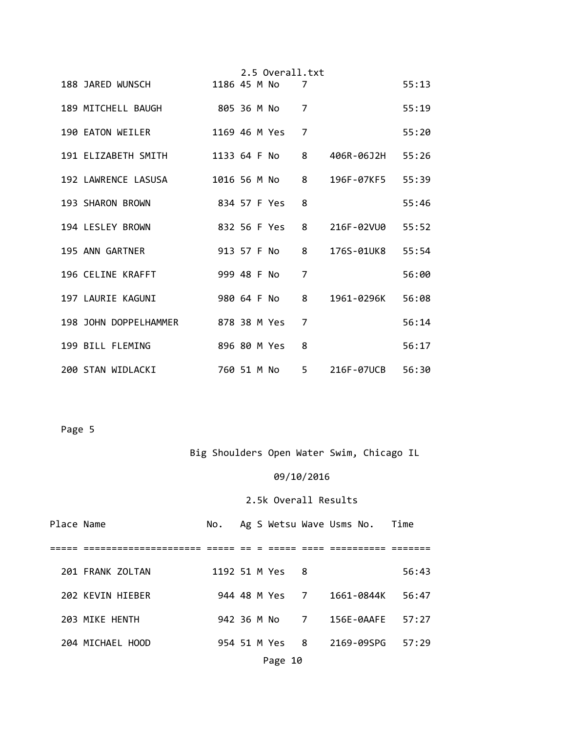| Place | Name | No. | Ag | S | Wetsu | Wave | Usms No. | Time |
|---|---|---|---|---|---|---|---|---|
| 188 | JARED WUNSCH | 1186 | 45 | M | No | 7 | | 55:13 |
| 189 | MITCHELL BAUGH | 805 | 36 | M | No | 7 | | 55:19 |
| 190 | EATON WEILER | 1169 | 46 | M | Yes | 7 | | 55:20 |
| 191 | ELIZABETH SMITH | 1133 | 64 | F | No | 8 | 406R-06J2H | 55:26 |
| 192 | LAWRENCE LASUSA | 1016 | 56 | M | No | 8 | 196F-07KF5 | 55:39 |
| 193 | SHARON BROWN | 834 | 57 | F | Yes | 8 | | 55:46 |
| 194 | LESLEY BROWN | 832 | 56 | F | Yes | 8 | 216F-02VU0 | 55:52 |
| 195 | ANN GARTNER | 913 | 57 | F | No | 8 | 176S-01UK8 | 55:54 |
| 196 | CELINE KRAFFT | 999 | 48 | F | No | 7 | | 56:00 |
| 197 | LAURIE KAGUNI | 980 | 64 | F | No | 8 | 1961-0296K | 56:08 |
| 198 | JOHN DOPPELHAMMER | 878 | 38 | M | Yes | 7 | | 56:14 |
| 199 | BILL FLEMING | 896 | 80 | M | Yes | 8 | | 56:17 |
| 200 | STAN WIDLACKI | 760 | 51 | M | No | 5 | 216F-07UCB | 56:30 |

Page 5

Big Shoulders Open Water Swim, Chicago IL

09/10/2016

2.5k Overall Results

| Place | Name | No. | Ag | S | Wetsu | Wave | Usms No. | Time |
|---|---|---|---|---|---|---|---|---|
| 201 | FRANK ZOLTAN | 1192 | 51 | M | Yes | 8 | | 56:43 |
| 202 | KEVIN HIEBER | 944 | 48 | M | Yes | 7 | 1661-0844K | 56:47 |
| 203 | MIKE HENTH | 942 | 36 | M | No | 7 | 156E-0AAFE | 57:27 |
| 204 | MICHAEL HOOD | 954 | 51 | M | Yes | 8 | 2169-09SPG | 57:29 |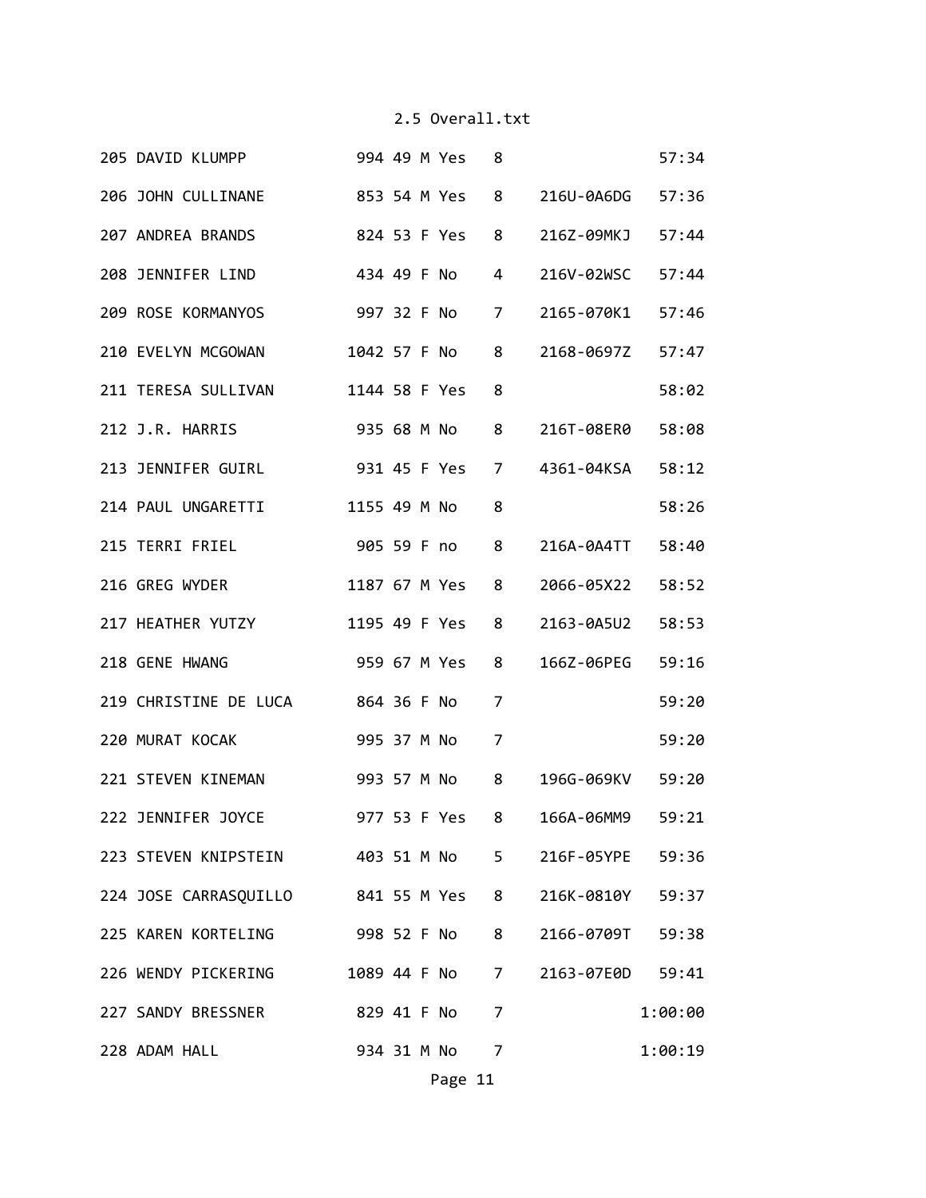```
205 DAVID KLUMPP           994 49 M Yes   8               57:34
206 JOHN CULLINANE         853 54 M Yes   8   216U-0A6DG   57:36
207 ANDREA BRANDS          824 53 F Yes   8   216Z-09MKJ   57:44
208 JENNIFER LIND          434 49 F No    4   216V-02WSC   57:44
209 ROSE KORMANYOS         997 32 F No    7   2165-070K1   57:46
210 EVELYN MCGOWAN        1042 57 F No    8   2168-0697Z   57:47
211 TERESA SULLIVAN       1144 58 F Yes   8               58:02
212 J.R. HARRIS            935 68 M No    8   216T-08ER0   58:08
213 JENNIFER GUIRL         931 45 F Yes   7   4361-04KSA   58:12
214 PAUL UNGARETTI        1155 49 M No    8               58:26
215 TERRI FRIEL            905 59 F no    8   216A-0A4TT   58:40
216 GREG WYDER            1187 67 M Yes   8   2066-05X22   58:52
217 HEATHER YUTZY         1195 49 F Yes   8   2163-0A5U2   58:53
218 GENE HWANG             959 67 M Yes   8   166Z-06PEG   59:16
219 CHRISTINE DE LUCA      864 36 F No    7               59:20
220 MURAT KOCAK            995 37 M No    7               59:20
221 STEVEN KINEMAN         993 57 M No    8   196G-069KV   59:20
222 JENNIFER JOYCE         977 53 F Yes   8   166A-06MM9   59:21
223 STEVEN KNIPSTEIN       403 51 M No    5   216F-05YPE   59:36
224 JOSE CARRASQUILLO      841 55 M Yes   8   216K-0810Y   59:37
225 KAREN KORTELING        998 52 F No    8   2166-0709T   59:38
226 WENDY PICKERING       1089 44 F No    7   2163-07E0D   59:41
227 SANDY BRESSNER         829 41 F No    7             1:00:00
228 ADAM HALL              934 31 M No    7             1:00:19
```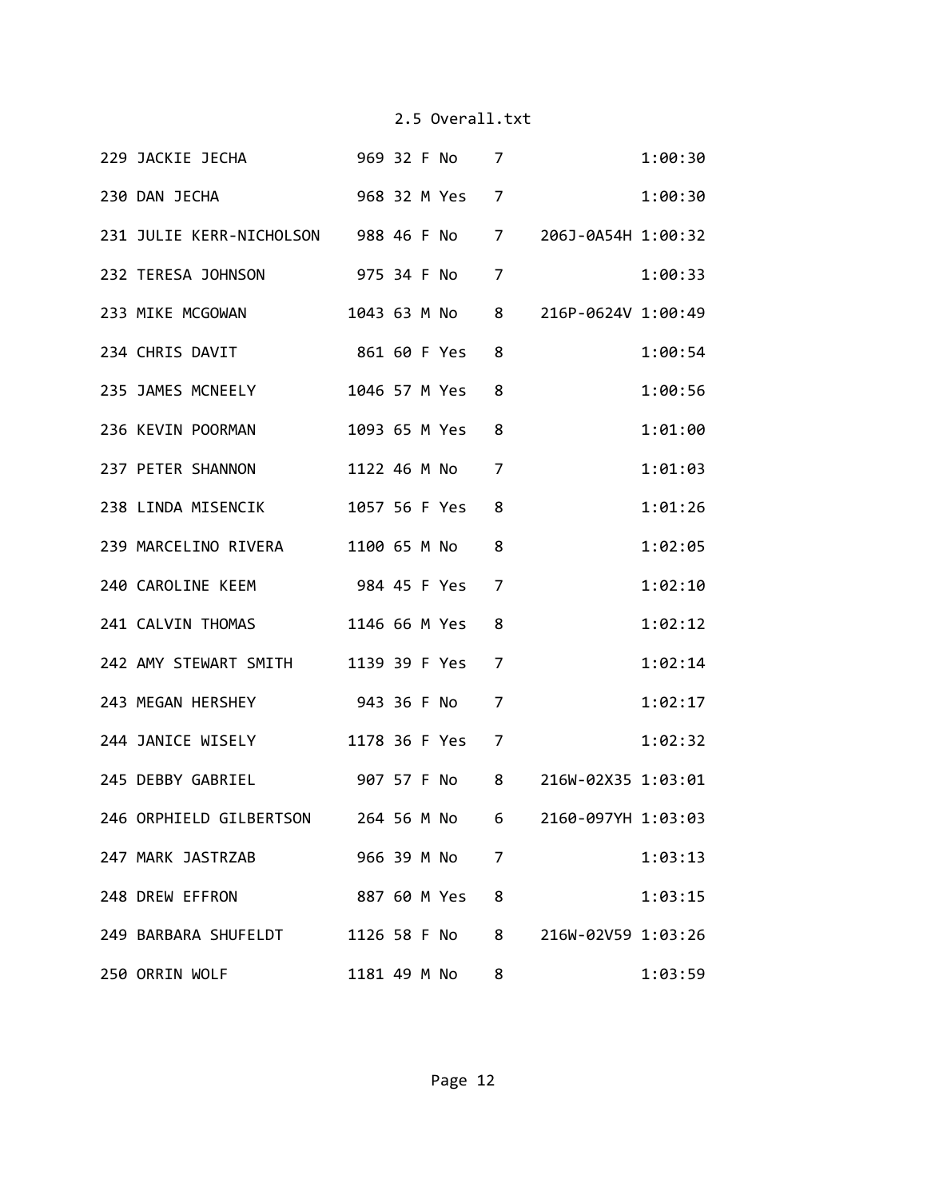2.5 Overall.txt

```
229 JACKIE JECHA             969 32 F No    7                1:00:30
230 DAN JECHA                968 32 M Yes   7                1:00:30
231 JULIE KERR-NICHOLSON     988 46 F No    7   206J-0A54H 1:00:32
232 TERESA JOHNSON           975 34 F No    7                1:00:33
233 MIKE MCGOWAN            1043 63 M No    8   216P-0624V 1:00:49
234 CHRIS DAVIT              861 60 F Yes   8                1:00:54
235 JAMES MCNEELY           1046 57 M Yes   8                1:00:56
236 KEVIN POORMAN           1093 65 M Yes   8                1:01:00
237 PETER SHANNON           1122 46 M No    7                1:01:03
238 LINDA MISENCIK          1057 56 F Yes   8                1:01:26
239 MARCELINO RIVERA        1100 65 M No    8                1:02:05
240 CAROLINE KEEM            984 45 F Yes   7                1:02:10
241 CALVIN THOMAS           1146 66 M Yes   8                1:02:12
242 AMY STEWART SMITH       1139 39 F Yes   7                1:02:14
243 MEGAN HERSHEY            943 36 F No    7                1:02:17
244 JANICE WISELY           1178 36 F Yes   7                1:02:32
245 DEBBY GABRIEL            907 57 F No    8   216W-02X35 1:03:01
246 ORPHIELD GILBERTSON      264 56 M No    6   2160-097YH 1:03:03
247 MARK JASTRZAB            966 39 M No    7                1:03:13
248 DREW EFFRON              887 60 M Yes   8                1:03:15
249 BARBARA SHUFELDT        1126 58 F No    8   216W-02V59 1:03:26
250 ORRIN WOLF              1181 49 M No    8                1:03:59
```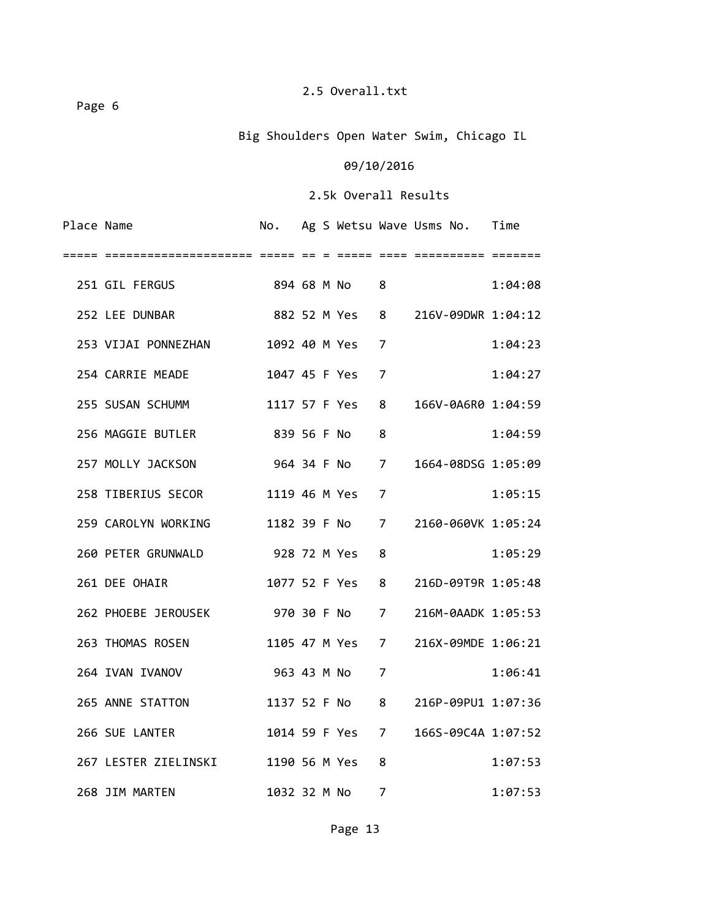2.5 Overall.txt

Page 6

Big Shoulders Open Water Swim, Chicago IL

09/10/2016

2.5k Overall Results

| Place | Name | No. | Ag | S | Wetsu | Wave | Usms No. | Time |
|---|---|---|---|---|---|---|---|---|
| 251 | GIL FERGUS | 894 | 68 | M | No | 8 | | 1:04:08 |
| 252 | LEE DUNBAR | 882 | 52 | M | Yes | 8 | 216V-09DWR | 1:04:12 |
| 253 | VIJAI PONNEZHAN | 1092 | 40 | M | Yes | 7 | | 1:04:23 |
| 254 | CARRIE MEADE | 1047 | 45 | F | Yes | 7 | | 1:04:27 |
| 255 | SUSAN SCHUMM | 1117 | 57 | F | Yes | 8 | 166V-0A6R0 | 1:04:59 |
| 256 | MAGGIE BUTLER | 839 | 56 | F | No | 8 | | 1:04:59 |
| 257 | MOLLY JACKSON | 964 | 34 | F | No | 7 | 1664-08DSG | 1:05:09 |
| 258 | TIBERIUS SECOR | 1119 | 46 | M | Yes | 7 | | 1:05:15 |
| 259 | CAROLYN WORKING | 1182 | 39 | F | No | 7 | 2160-060VK | 1:05:24 |
| 260 | PETER GRUNWALD | 928 | 72 | M | Yes | 8 | | 1:05:29 |
| 261 | DEE OHAIR | 1077 | 52 | F | Yes | 8 | 216D-09T9R | 1:05:48 |
| 262 | PHOEBE JEROUSEK | 970 | 30 | F | No | 7 | 216M-0AADK | 1:05:53 |
| 263 | THOMAS ROSEN | 1105 | 47 | M | Yes | 7 | 216X-09MDE | 1:06:21 |
| 264 | IVAN IVANOV | 963 | 43 | M | No | 7 | | 1:06:41 |
| 265 | ANNE STATTON | 1137 | 52 | F | No | 8 | 216P-09PU1 | 1:07:36 |
| 266 | SUE LANTER | 1014 | 59 | F | Yes | 7 | 166S-09C4A | 1:07:52 |
| 267 | LESTER ZIELINSKI | 1190 | 56 | M | Yes | 8 | | 1:07:53 |
| 268 | JIM MARTEN | 1032 | 32 | M | No | 7 | | 1:07:53 |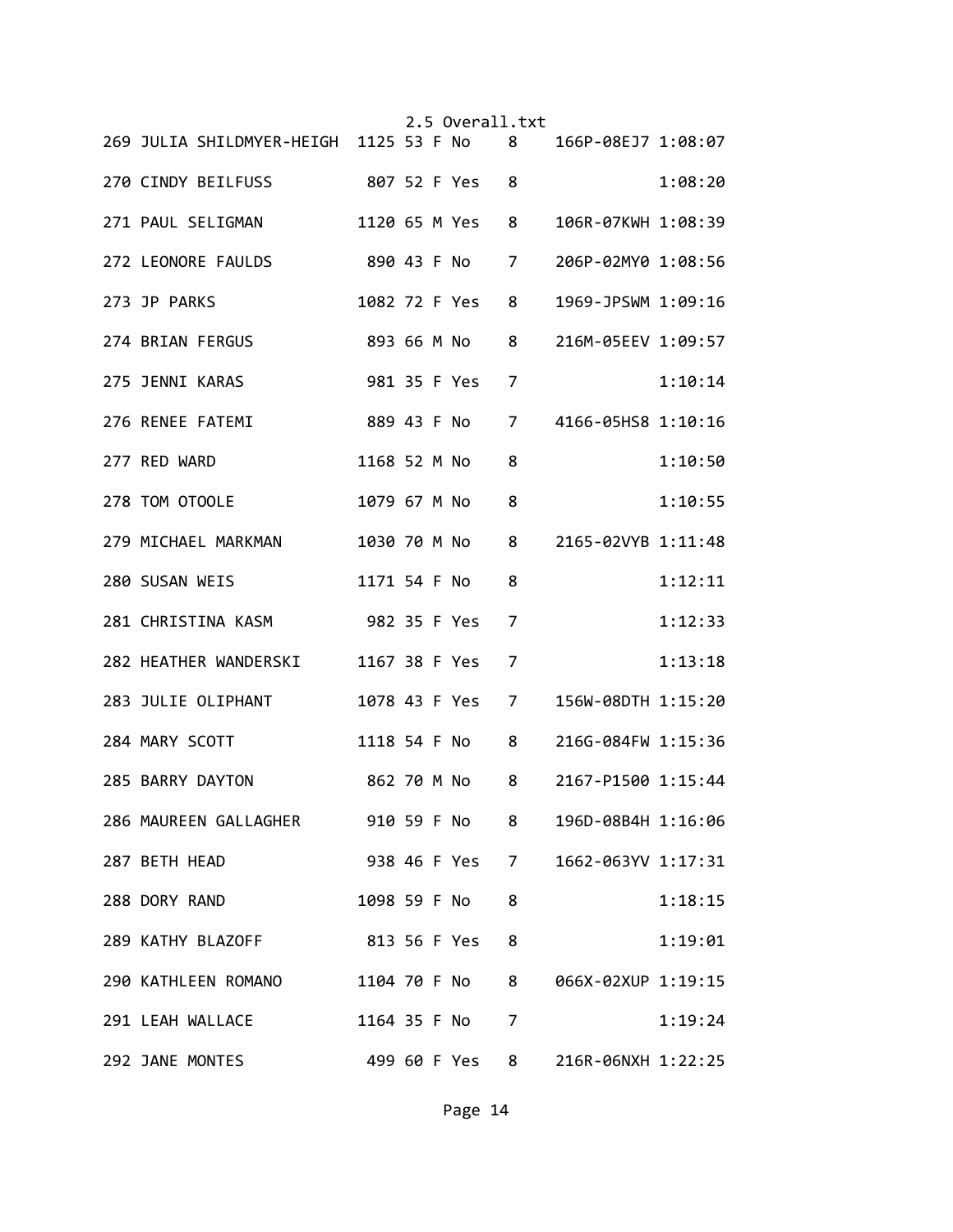```
269 JULIA SHILDMYER-HEIGH  1125 53 F No    8    166P-08EJ7 1:08:07

270 CINDY BEILFUSS          807 52 F Yes   8               1:08:20

271 PAUL SELIGMAN          1120 65 M Yes   8    106R-07KWH 1:08:39

272 LEONORE FAULDS          890 43 F No    7    206P-02MY0 1:08:56

273 JP PARKS               1082 72 F Yes   8    1969-JPSWM 1:09:16

274 BRIAN FERGUS            893 66 M No    8    216M-05EEV 1:09:57

275 JENNI KARAS             981 35 F Yes   7               1:10:14

276 RENEE FATEMI            889 43 F No    7    4166-05HS8 1:10:16

277 RED WARD               1168 52 M No    8               1:10:50

278 TOM OTOOLE             1079 67 M No    8               1:10:55

279 MICHAEL MARKMAN        1030 70 M No    8    2165-02VYB 1:11:48

280 SUSAN WEIS             1171 54 F No    8               1:12:11

281 CHRISTINA KASM          982 35 F Yes   7               1:12:33

282 HEATHER WANDERSKI      1167 38 F Yes   7               1:13:18

283 JULIE OLIPHANT         1078 43 F Yes   7    156W-08DTH 1:15:20

284 MARY SCOTT             1118 54 F No    8    216G-084FW 1:15:36

285 BARRY DAYTON            862 70 M No    8    2167-P1500 1:15:44

286 MAUREEN GALLAGHER       910 59 F No    8    196D-08B4H 1:16:06

287 BETH HEAD               938 46 F Yes   7    1662-063YV 1:17:31

288 DORY RAND              1098 59 F No    8               1:18:15

289 KATHY BLAZOFF           813 56 F Yes   8               1:19:01

290 KATHLEEN ROMANO        1104 70 F No    8    066X-02XUP 1:19:15

291 LEAH WALLACE           1164 35 F No    7               1:19:24

292 JANE MONTES             499 60 F Yes   8    216R-06NXH 1:22:25
```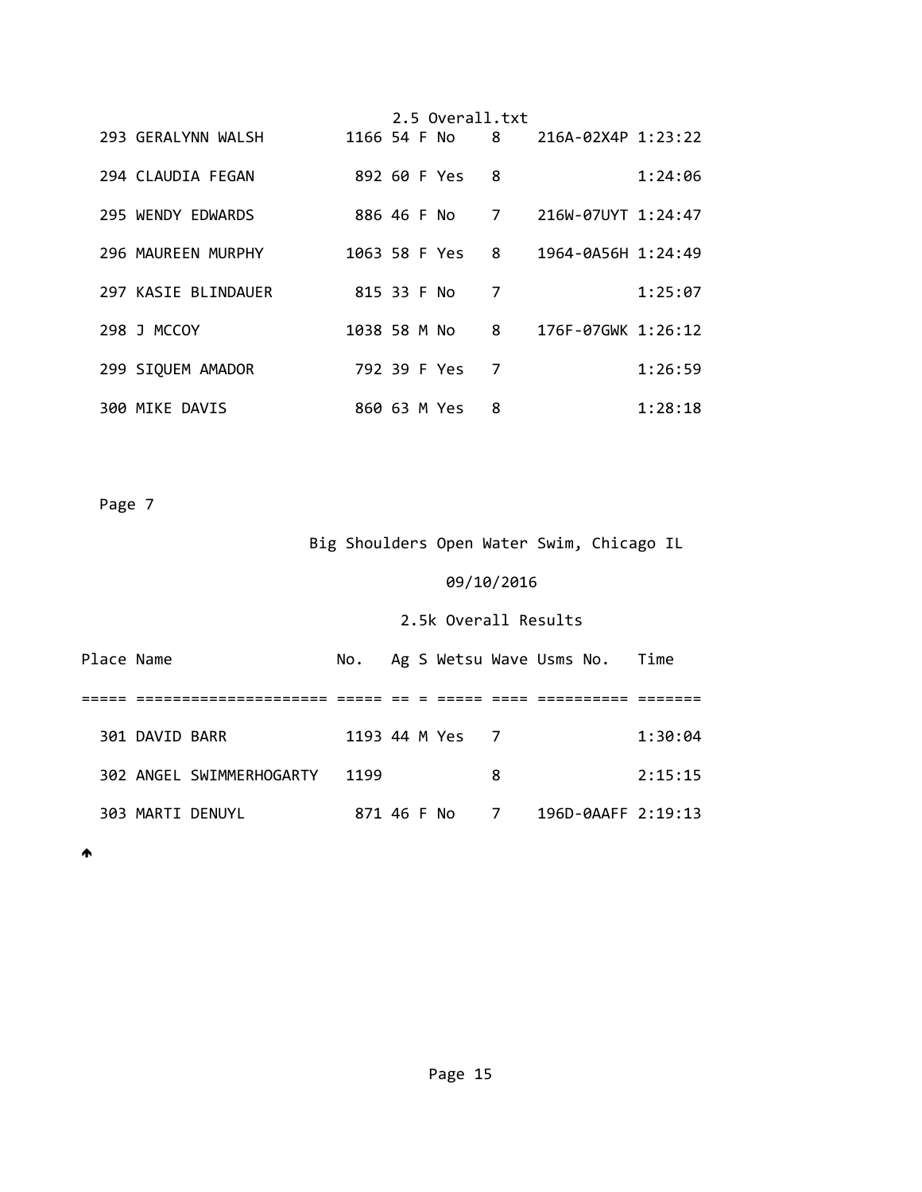| Place | Name | No. | Ag | S | Wetsu | Wave | Usms No. | Time |
|---|---|---|---|---|---|---|---|---|
| 293 | GERALYNN WALSH | 1166 | 54 | F | No | 8 | 216A-02X4P | 1:23:22 |
| 294 | CLAUDIA FEGAN | 892 | 60 | F | Yes | 8 | | 1:24:06 |
| 295 | WENDY EDWARDS | 886 | 46 | F | No | 7 | 216W-07UYT | 1:24:47 |
| 296 | MAUREEN MURPHY | 1063 | 58 | F | Yes | 8 | 1964-0A56H | 1:24:49 |
| 297 | KASIE BLINDAUER | 815 | 33 | F | No | 7 | | 1:25:07 |
| 298 | J MCCOY | 1038 | 58 | M | No | 8 | 176F-07GWK | 1:26:12 |
| 299 | SIQUEM AMADOR | 792 | 39 | F | Yes | 7 | | 1:26:59 |
| 300 | MIKE DAVIS | 860 | 63 | M | Yes | 8 | | 1:28:18 |

Page 7

Big Shoulders Open Water Swim, Chicago IL

09/10/2016

2.5k Overall Results

| Place | Name | No. | Ag | S | Wetsu | Wave | Usms No. | Time |
|---|---|---|---|---|---|---|---|---|
| 301 | DAVID BARR | 1193 | 44 | M | Yes | 7 | | 1:30:04 |
| 302 | ANGEL SWIMMERHOGARTY | 1199 | | | | 8 | | 2:15:15 |
| 303 | MARTI DENUYL | 871 | 46 | F | No | 7 | 196D-0AAFF | 2:19:13 |